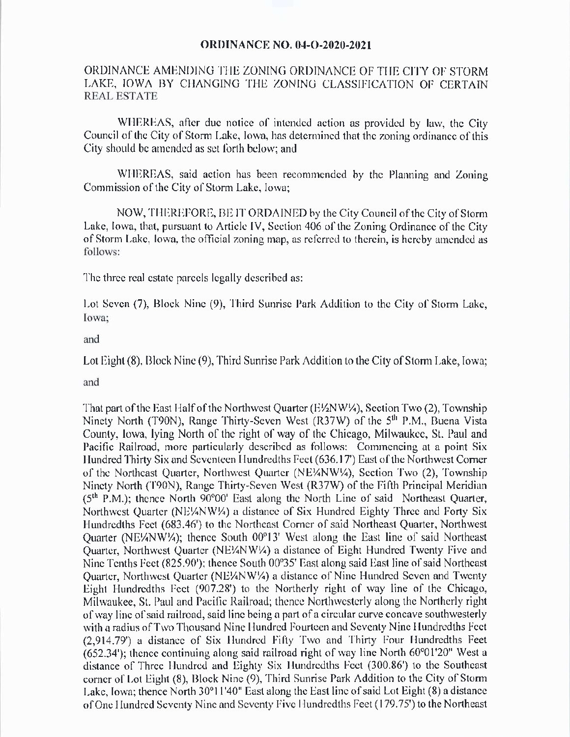**ORDINANCE NO. 04-O-2020-2021**

ORDINANCE AMENDING THE ZONING ORDINANCE OF THE CITY OF STORM LAKE, IOWA BY CHANGING THE ZONING CLASSIFICATION OF CERTAIN REAL ESTATE

WHEREAS, after due notice of intended action as provided by law, the City Council of the City of Storm Lake, Iowa, has determined that the zoning ordinance of this City should be amended as set forth below; and

WHEREAS, said action has been recommended by the Planning and Zoning Commission of the City of Storm Lake, Iowa;

NOW, THEREFORE, BE IT ORDAINED by the City Council of the City of Storm Lake, Iowa, that, pursuant to Article IV, Section 406 of the Zoning Ordinance of the City of Storm Lake, Iowa, the official zoning map, as referred to therein, is hereby amended as follows:

The three real estate parcels legally described as:

Lot Seven (7), Block Nine (9), Third Sunrise Park Addition to the City of Storm Lake, Iowa;

and

Lot Eight (8), Block Nine (9), Third Sunrise Park Addition to the City of Storm Lake, Iowa;

and

That part of the East Half of the Northwest Quarter (E½NW¼), Section Two (2), Township Ninety North (T90N), Range Thirty-Seven West (R37W) of the 5th P.M., Buena Vista County, Iowa, lying North of the right of way of the Chicago, Milwaukee, St. Paul and Pacific Railroad, more particularly described as follows: Commencing at a point Six Hundred Thirty Six and Seventeen Hundredths Feet (636.17') East of the Northwest Corner of the Northeast Quarter, Northwest Quarter (NE¼NW¼), Section Two (2), Township Ninety North (T90N), Range Thirty-Seven West (R37W) of the Fifth Principal Meridian (5th P.M.); thence North 90°00' East along the North Line of said Northeast Quarter, Northwest Quarter (NE¼NW¼) a distance of Six Hundred Eighty Three and Forty Six Hundredths Feet (683.46') to the Northeast Corner of said Northeast Quarter, Northwest Quarter (NE¼NW¼); thence South 00°13' West along the East line of said Northeast Quarter, Northwest Quarter (NE¼NW¼) a distance of Eight Hundred Twenty Five and Nine Tenths Feet (825.90'); thence South 00°35' East along said East line of said Northeast Quarter, Northwest Quarter (NE¼NW¼) a distance of Nine Hundred Seven and Twenty Eight Hundredths Feet (907.28') to the Northerly right of way line of the Chicago, Milwaukee, St. Paul and Pacific Railroad; thence Northwesterly along the Northerly right of way line of said railroad, said line being a part of a circular curve concave southwesterly with a radius of Two Thousand Nine Hundred Fourteen and Seventy Nine Hundredths Feet (2,914.79') a distance of Six Hundred Fifty Two and Thirty Four Hundredths Feet (652.34'); thence continuing along said railroad right of way line North 60°01'20" West a distance of Three Hundred and Eighty Six Hundredths Feet (300.86') to the Southeast corner of Lot Eight (8), Block Nine (9), Third Sunrise Park Addition to the City of Storm Lake, Iowa; thence North 30°11'40" East along the East line of said Lot Eight (8) a distance of One Hundred Seventy Nine and Seventy Five Hundredths Feet (179.75') to the Northeast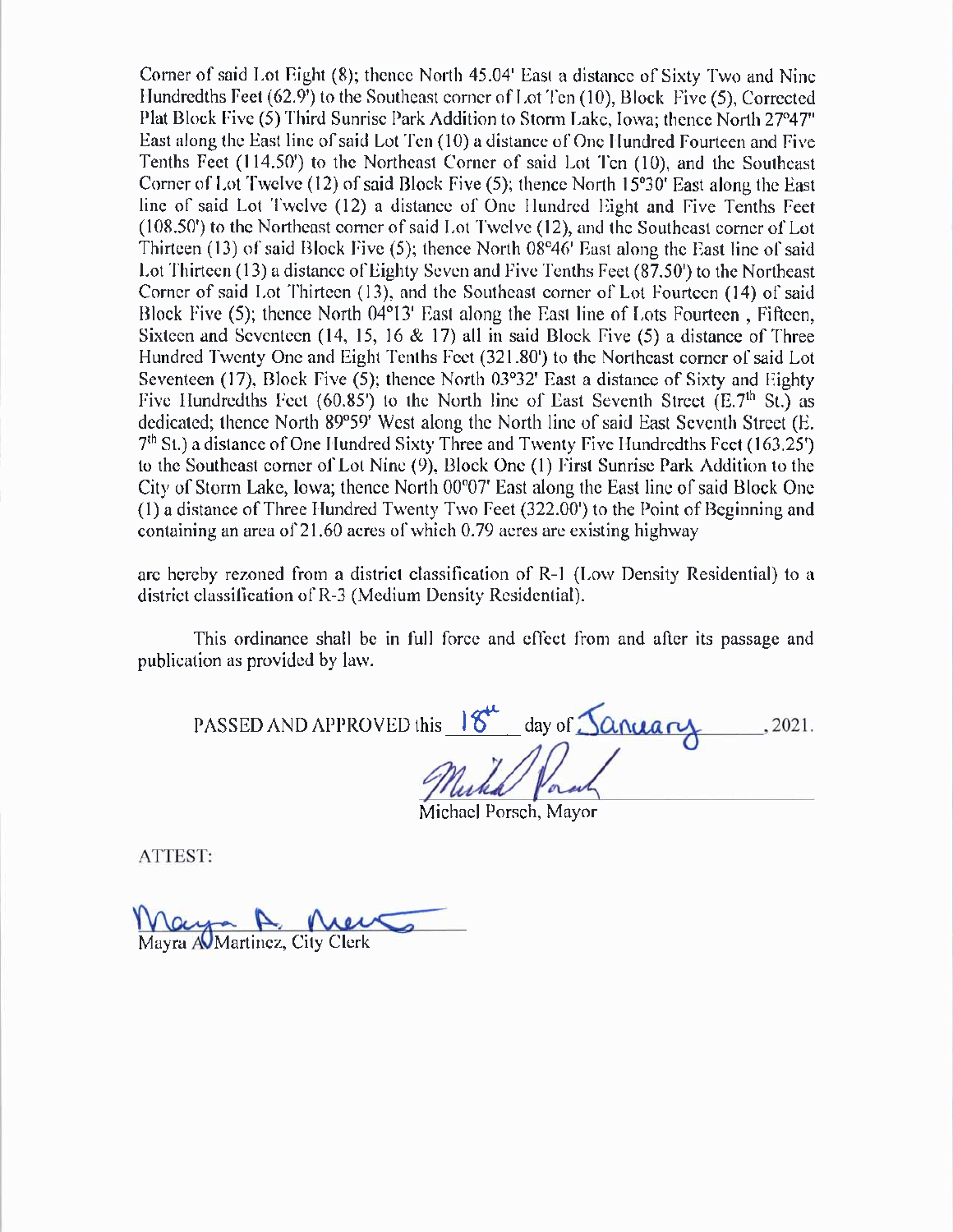Corner of said Lot Eight (8); thence North 45.04' East a distance of Sixty Two and Nine Hundredths Feet (62.9') to the Southeast corner of Lot Ten (10), Block Five (5), Corrected Plat Block Five (5) Third Sunrise Park Addition to Storm Lake, Iowa; thence North 27°47" East along the East line of said Lot Ten (10) a distance of One Hundred Fourteen and Five Tenths Feet (114.50') to the Northeast Corner of said Lot Ten (10), and the Southeast Corner of Lot Twelve (12) of said Block Five (5); thence North 15°30' East along the East line of said Lot Twelve (12) a distance of One Hundred Eight and Five Tenths Feet (108.50') to the Northeast corner of said Lot Twelve (12), and the Southeast corner of Lot Thirteen (13) of said Block Five (5); thence North 08°46' East along the East line of said Lot Thirteen (13) a distance of Eighty Seven and Five Tenths Feet (87.50') to the Northeast Corner of said Lot Thirteen (13), and the Southeast corner of Lot Fourteen (14) of said Block Five (5); thence North 04°13' East along the East line of Lots Fourteen , Fifteen, Sixteen and Seventeen (14, 15, 16 & 17) all in said Block Five (5) a distance of Three Hundred Twenty One and Eight Tenths Feet (321.80') to the Northeast corner of said Lot Seventeen (17), Block Five (5); thence North 03°32' East a distance of Sixty and Eighty Five Hundredths Feet (60.85') to the North line of East Seventh Street (E.7th St.) as dedicated; thence North 89°59' West along the North line of said East Seventh Street (E. 7th St.) a distance of One Hundred Sixty Three and Twenty Five Hundredths Feet (163.25') to the Southeast corner of Lot Nine (9), Block One (1) First Sunrise Park Addition to the City of Storm Lake, Iowa; thence North 00°07' East along the East line of said Block One (1) a distance of Three Hundred Twenty Two Feet (322.00') to the Point of Beginning and containing an area of 21.60 acres of which 0.79 acres are existing highway

are hereby rezoned from a district classification of R-1 (Low Density Residential) to a district classification of R-3 (Medium Density Residential).

This ordinance shall be in full force and effect from and after its passage and publication as provided by law.

PASSED AND APPROVED this 18th day of January, 2021.

Michael Porsch, Mayor

ATTEST:

Mayra A. Martinez, City Clerk